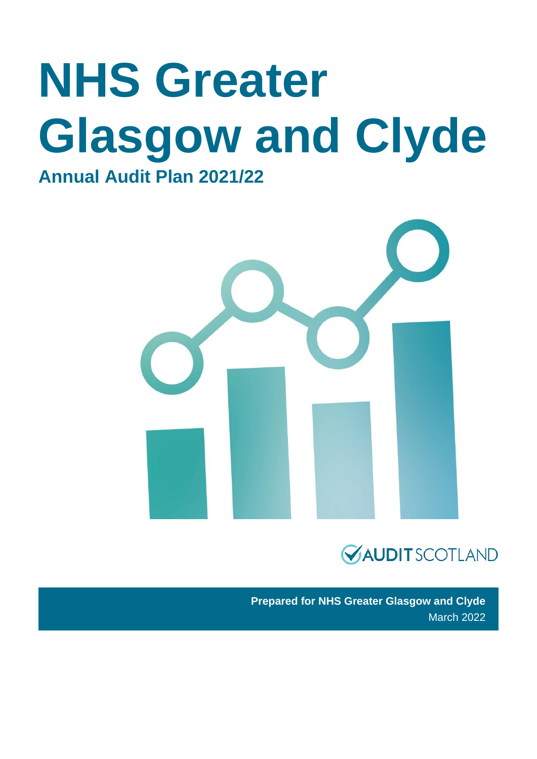# NHS Greater Glasgow and Clyde

## Annual Audit Plan 2021/22

AUDIT SCOTLAND

**Prepared for NHS Greater Glasgow and Clyde**

March 2022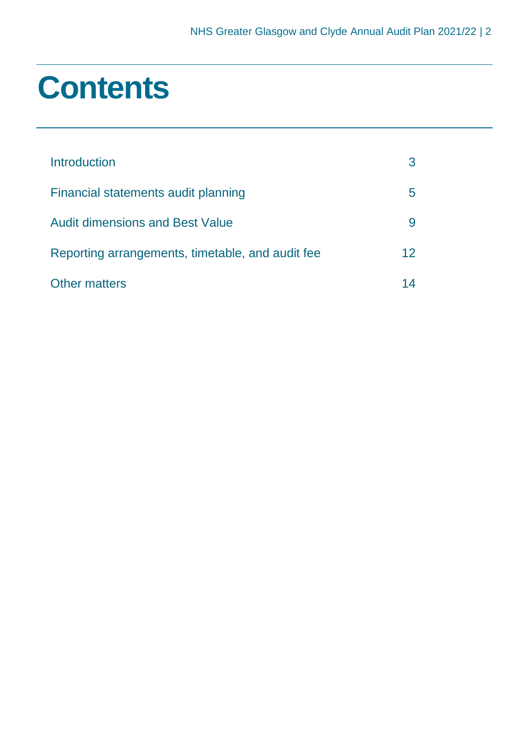# Contents

| | |
|---|---|
| Introduction | 3 |
| Financial statements audit planning | 5 |
| Audit dimensions and Best Value | 9 |
| Reporting arrangements, timetable, and audit fee | 12 |
| Other matters | 14 |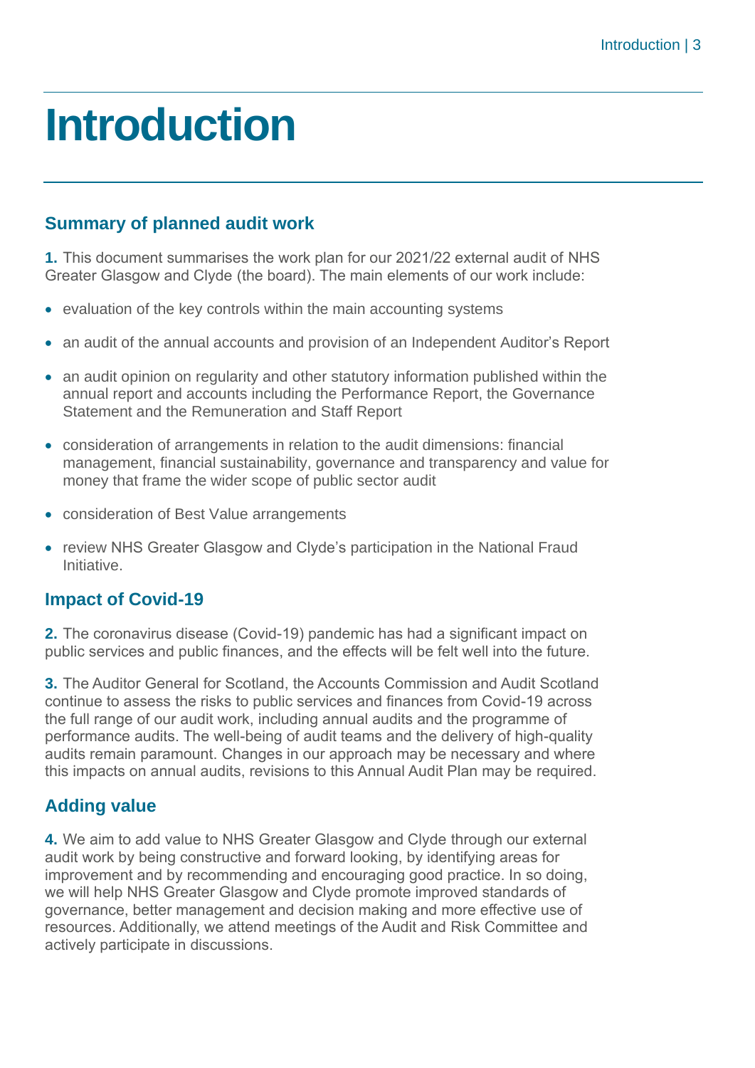# Introduction

## Summary of planned audit work

**1.** This document summarises the work plan for our 2021/22 external audit of NHS Greater Glasgow and Clyde (the board). The main elements of our work include:

- evaluation of the key controls within the main accounting systems
- an audit of the annual accounts and provision of an Independent Auditor's Report
- an audit opinion on regularity and other statutory information published within the annual report and accounts including the Performance Report, the Governance Statement and the Remuneration and Staff Report
- consideration of arrangements in relation to the audit dimensions: financial management, financial sustainability, governance and transparency and value for money that frame the wider scope of public sector audit
- consideration of Best Value arrangements
- review NHS Greater Glasgow and Clyde's participation in the National Fraud Initiative.

## Impact of Covid-19

**2.** The coronavirus disease (Covid-19) pandemic has had a significant impact on public services and public finances, and the effects will be felt well into the future.

**3.** The Auditor General for Scotland, the Accounts Commission and Audit Scotland continue to assess the risks to public services and finances from Covid-19 across the full range of our audit work, including annual audits and the programme of performance audits. The well-being of audit teams and the delivery of high-quality audits remain paramount. Changes in our approach may be necessary and where this impacts on annual audits, revisions to this Annual Audit Plan may be required.

## Adding value

**4.** We aim to add value to NHS Greater Glasgow and Clyde through our external audit work by being constructive and forward looking, by identifying areas for improvement and by recommending and encouraging good practice. In so doing, we will help NHS Greater Glasgow and Clyde promote improved standards of governance, better management and decision making and more effective use of resources. Additionally, we attend meetings of the Audit and Risk Committee and actively participate in discussions.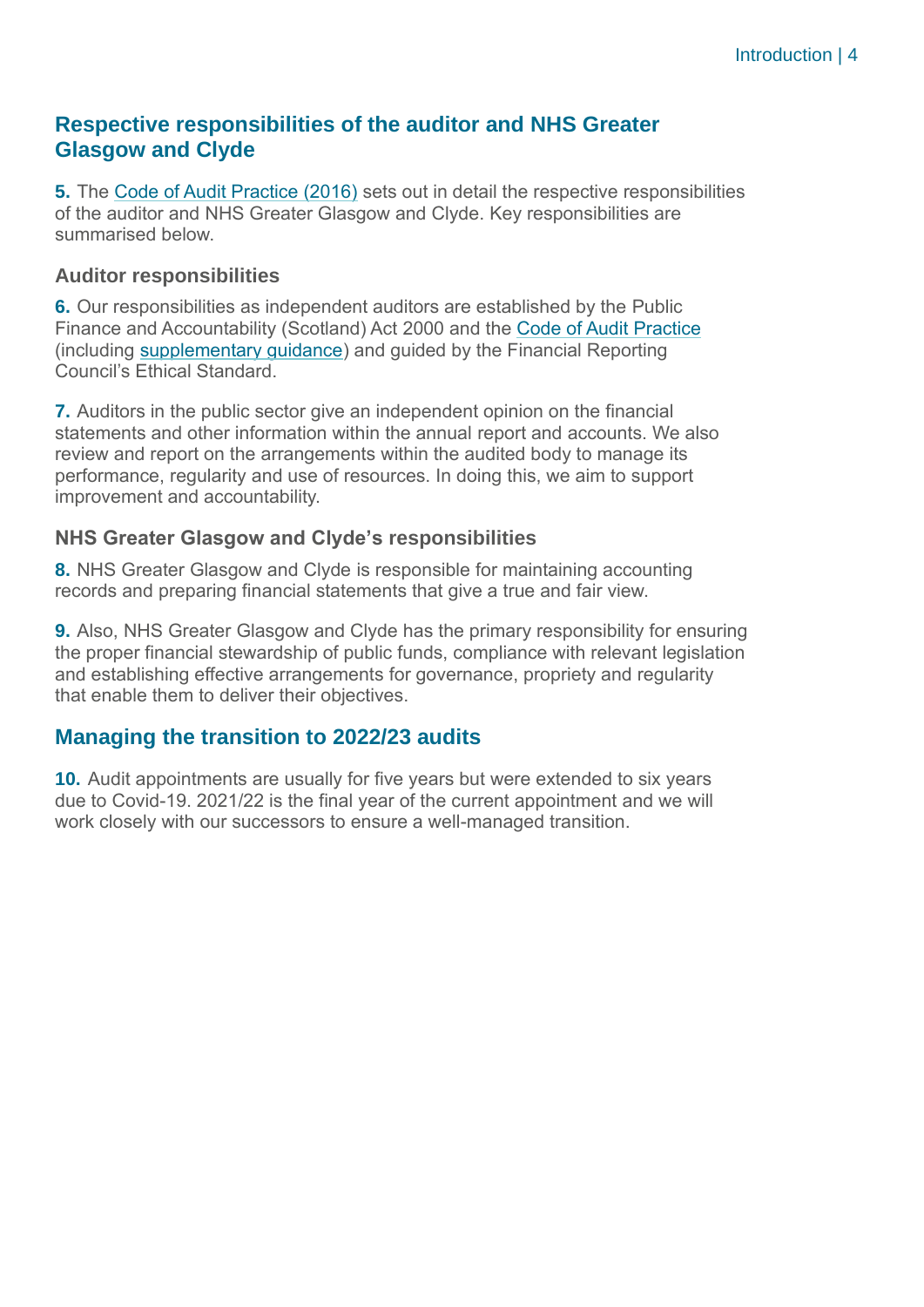## Respective responsibilities of the auditor and NHS Greater Glasgow and Clyde

**5.** The Code of Audit Practice (2016) sets out in detail the respective responsibilities of the auditor and NHS Greater Glasgow and Clyde. Key responsibilities are summarised below.

### Auditor responsibilities

**6.** Our responsibilities as independent auditors are established by the Public Finance and Accountability (Scotland) Act 2000 and the Code of Audit Practice (including supplementary guidance) and guided by the Financial Reporting Council's Ethical Standard.

**7.** Auditors in the public sector give an independent opinion on the financial statements and other information within the annual report and accounts. We also review and report on the arrangements within the audited body to manage its performance, regularity and use of resources. In doing this, we aim to support improvement and accountability.

### NHS Greater Glasgow and Clyde's responsibilities

**8.** NHS Greater Glasgow and Clyde is responsible for maintaining accounting records and preparing financial statements that give a true and fair view.

**9.** Also, NHS Greater Glasgow and Clyde has the primary responsibility for ensuring the proper financial stewardship of public funds, compliance with relevant legislation and establishing effective arrangements for governance, propriety and regularity that enable them to deliver their objectives.

## Managing the transition to 2022/23 audits

**10.** Audit appointments are usually for five years but were extended to six years due to Covid-19. 2021/22 is the final year of the current appointment and we will work closely with our successors to ensure a well-managed transition.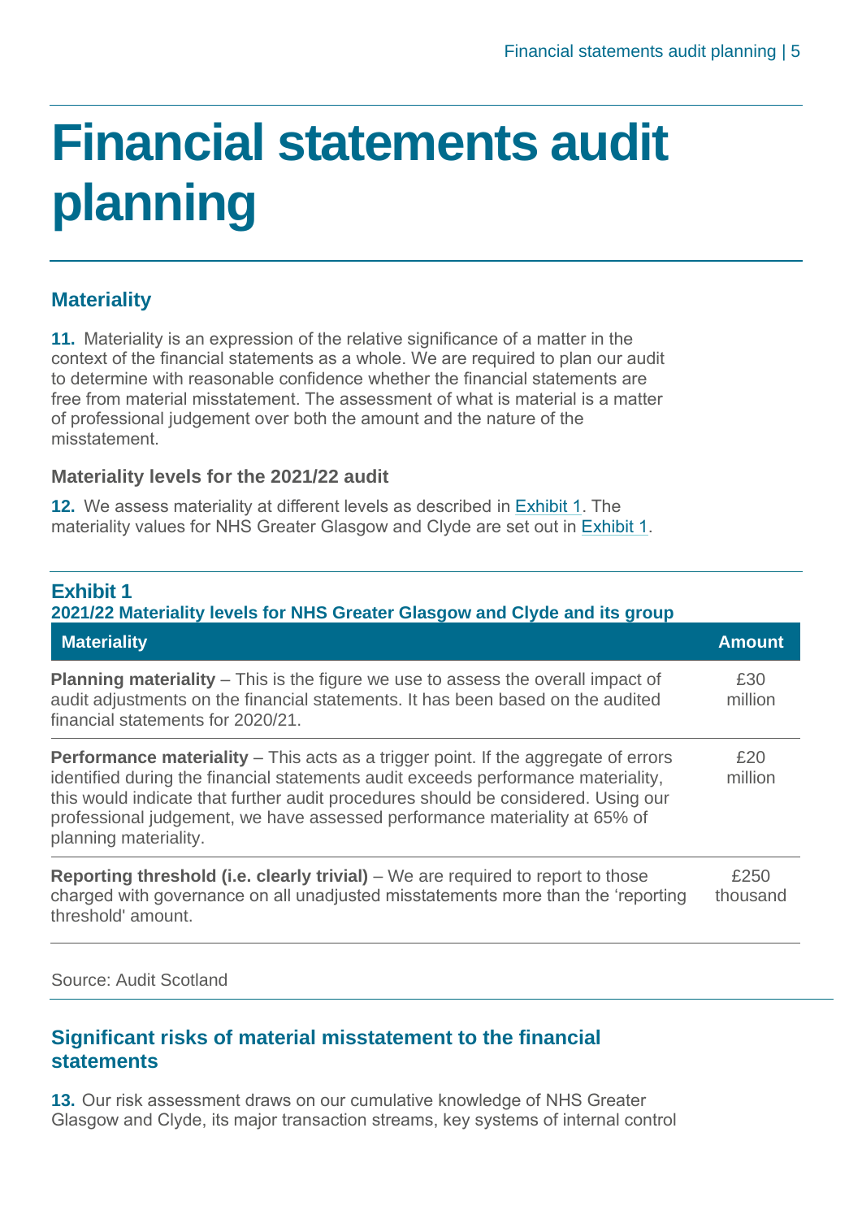# Financial statements audit planning

## Materiality

**11.** Materiality is an expression of the relative significance of a matter in the context of the financial statements as a whole. We are required to plan our audit to determine with reasonable confidence whether the financial statements are free from material misstatement. The assessment of what is material is a matter of professional judgement over both the amount and the nature of the misstatement.

### Materiality levels for the 2021/22 audit

**12.** We assess materiality at different levels as described in Exhibit 1. The materiality values for NHS Greater Glasgow and Clyde are set out in Exhibit 1.

**Exhibit 1**
**2021/22 Materiality levels for NHS Greater Glasgow and Clyde and its group**

| Materiality | Amount |
|---|---|
| **Planning materiality** – This is the figure we use to assess the overall impact of audit adjustments on the financial statements. It has been based on the audited financial statements for 2020/21. | £30 million |
| **Performance materiality** – This acts as a trigger point. If the aggregate of errors identified during the financial statements audit exceeds performance materiality, this would indicate that further audit procedures should be considered. Using our professional judgement, we have assessed performance materiality at 65% of planning materiality. | £20 million |
| **Reporting threshold (i.e. clearly trivial)** – We are required to report to those charged with governance on all unadjusted misstatements more than the 'reporting threshold' amount. | £250 thousand |

Source: Audit Scotland

## Significant risks of material misstatement to the financial statements

**13.** Our risk assessment draws on our cumulative knowledge of NHS Greater Glasgow and Clyde, its major transaction streams, key systems of internal control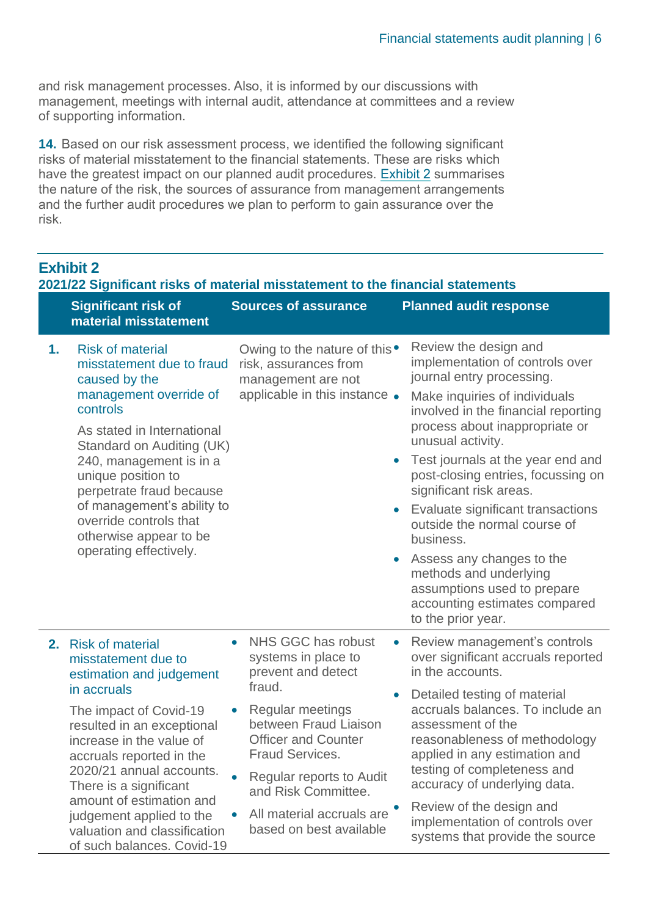and risk management processes. Also, it is informed by our discussions with management, meetings with internal audit, attendance at committees and a review of supporting information.

**14.** Based on our risk assessment process, we identified the following significant risks of material misstatement to the financial statements. These are risks which have the greatest impact on our planned audit procedures. Exhibit 2 summarises the nature of the risk, the sources of assurance from management arrangements and the further audit procedures we plan to perform to gain assurance over the risk.

## Exhibit 2

**2021/22 Significant risks of material misstatement to the financial statements**

| Significant risk of material misstatement | Sources of assurance | Planned audit response |
|---|---|---|
| **1.** Risk of material misstatement due to fraud caused by the management override of controls<br><br>As stated in International Standard on Auditing (UK) 240, management is in a unique position to perpetrate fraud because of management's ability to override controls that otherwise appear to be operating effectively. | Owing to the nature of this risk, assurances from management are not applicable in this instance | • Review the design and implementation of controls over journal entry processing.<br>• Make inquiries of individuals involved in the financial reporting process about inappropriate or unusual activity.<br>• Test journals at the year end and post-closing entries, focussing on significant risk areas.<br>• Evaluate significant transactions outside the normal course of business.<br>• Assess any changes to the methods and underlying assumptions used to prepare accounting estimates compared to the prior year. |
| **2.** Risk of material misstatement due to estimation and judgement in accruals<br><br>The impact of Covid-19 resulted in an exceptional increase in the value of accruals reported in the 2020/21 annual accounts. There is a significant amount of estimation and judgement applied to the valuation and classification of such balances. Covid-19 | • NHS GGC has robust systems in place to prevent and detect fraud.<br>• Regular meetings between Fraud Liaison Officer and Counter Fraud Services.<br>• Regular reports to Audit and Risk Committee.<br>• All material accruals are based on best available | • Review management's controls over significant accruals reported in the accounts.<br>• Detailed testing of material accruals balances. To include an assessment of the reasonableness of methodology applied in any estimation and testing of completeness and accuracy of underlying data.<br>• Review of the design and implementation of controls over systems that provide the source |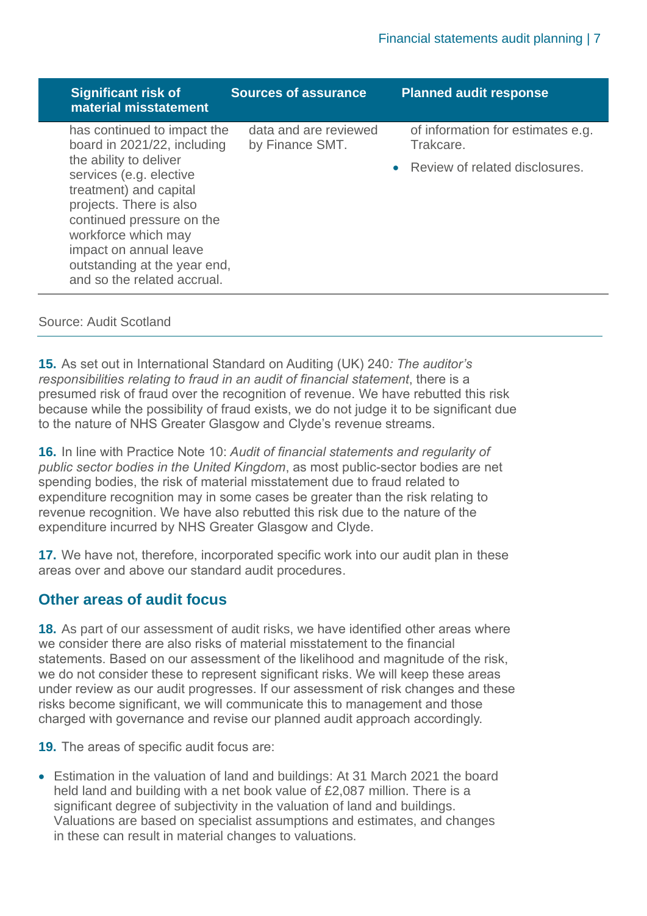| Significant risk of material misstatement | Sources of assurance | Planned audit response |
| --- | --- | --- |
| has continued to impact the board in 2021/22, including the ability to deliver services (e.g. elective treatment) and capital projects. There is also continued pressure on the workforce which may impact on annual leave outstanding at the year end, and so the related accrual. | data and are reviewed by Finance SMT. | of information for estimates e.g. Trakcare.<br>• Review of related disclosures. |

Source: Audit Scotland

**15.** As set out in International Standard on Auditing (UK) 240*: The auditor's responsibilities relating to fraud in an audit of financial statement*, there is a presumed risk of fraud over the recognition of revenue. We have rebutted this risk because while the possibility of fraud exists, we do not judge it to be significant due to the nature of NHS Greater Glasgow and Clyde's revenue streams.

**16.** In line with Practice Note 10: *Audit of financial statements and regularity of public sector bodies in the United Kingdom*, as most public-sector bodies are net spending bodies, the risk of material misstatement due to fraud related to expenditure recognition may in some cases be greater than the risk relating to revenue recognition. We have also rebutted this risk due to the nature of the expenditure incurred by NHS Greater Glasgow and Clyde.

**17.** We have not, therefore, incorporated specific work into our audit plan in these areas over and above our standard audit procedures.

## Other areas of audit focus

**18.** As part of our assessment of audit risks, we have identified other areas where we consider there are also risks of material misstatement to the financial statements. Based on our assessment of the likelihood and magnitude of the risk, we do not consider these to represent significant risks. We will keep these areas under review as our audit progresses. If our assessment of risk changes and these risks become significant, we will communicate this to management and those charged with governance and revise our planned audit approach accordingly.

**19.** The areas of specific audit focus are:

- Estimation in the valuation of land and buildings: At 31 March 2021 the board held land and building with a net book value of £2,087 million. There is a significant degree of subjectivity in the valuation of land and buildings. Valuations are based on specialist assumptions and estimates, and changes in these can result in material changes to valuations.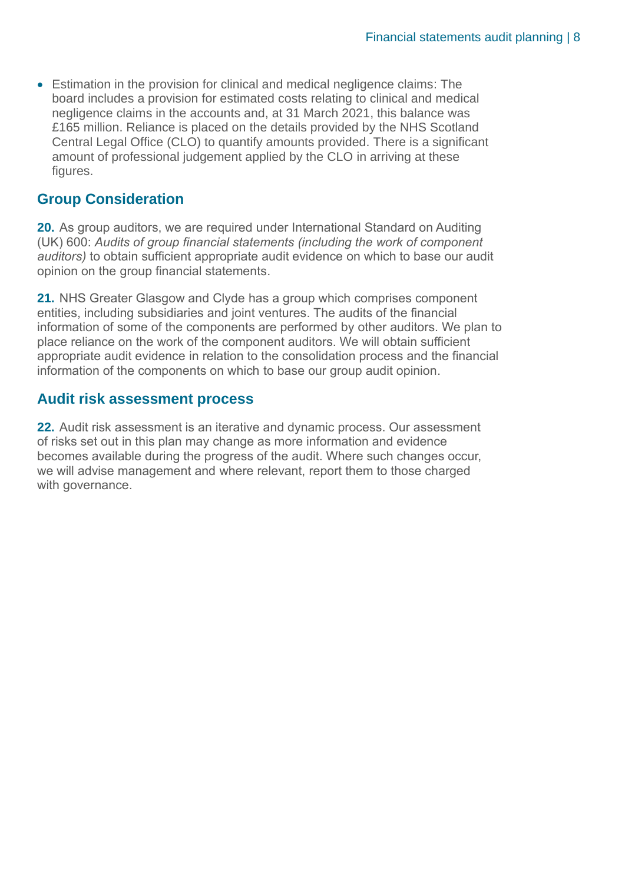- Estimation in the provision for clinical and medical negligence claims: The board includes a provision for estimated costs relating to clinical and medical negligence claims in the accounts and, at 31 March 2021, this balance was £165 million. Reliance is placed on the details provided by the NHS Scotland Central Legal Office (CLO) to quantify amounts provided. There is a significant amount of professional judgement applied by the CLO in arriving at these figures.

## Group Consideration

**20.** As group auditors, we are required under International Standard on Auditing (UK) 600: *Audits of group financial statements (including the work of component auditors)* to obtain sufficient appropriate audit evidence on which to base our audit opinion on the group financial statements.

**21.** NHS Greater Glasgow and Clyde has a group which comprises component entities, including subsidiaries and joint ventures. The audits of the financial information of some of the components are performed by other auditors. We plan to place reliance on the work of the component auditors. We will obtain sufficient appropriate audit evidence in relation to the consolidation process and the financial information of the components on which to base our group audit opinion.

## Audit risk assessment process

**22.** Audit risk assessment is an iterative and dynamic process. Our assessment of risks set out in this plan may change as more information and evidence becomes available during the progress of the audit. Where such changes occur, we will advise management and where relevant, report them to those charged with governance.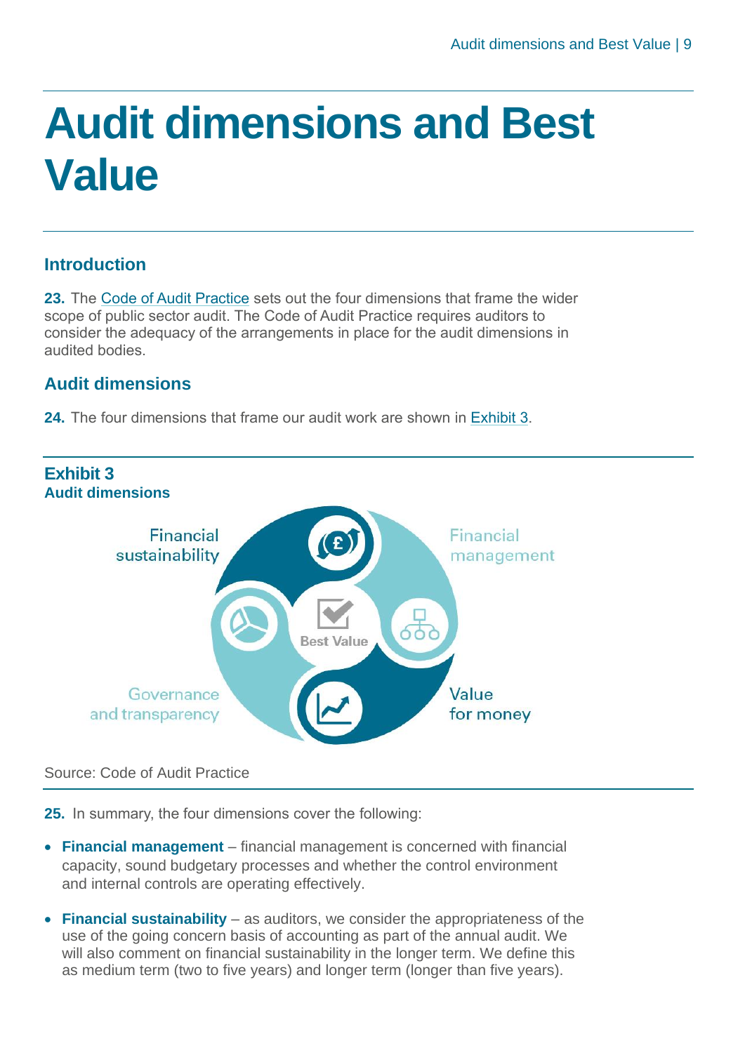# Audit dimensions and Best Value

## Introduction

**23.** The Code of Audit Practice sets out the four dimensions that frame the wider scope of public sector audit. The Code of Audit Practice requires auditors to consider the adequacy of the arrangements in place for the audit dimensions in audited bodies.

## Audit dimensions

**24.** The four dimensions that frame our audit work are shown in Exhibit 3.

**Exhibit 3**
**Audit dimensions**

Financial sustainability

Financial management

Best Value

Governance and transparency

Value for money

Source: Code of Audit Practice

**25.** In summary, the four dimensions cover the following:

- **Financial management** – financial management is concerned with financial capacity, sound budgetary processes and whether the control environment and internal controls are operating effectively.

- **Financial sustainability** – as auditors, we consider the appropriateness of the use of the going concern basis of accounting as part of the annual audit. We will also comment on financial sustainability in the longer term. We define this as medium term (two to five years) and longer term (longer than five years).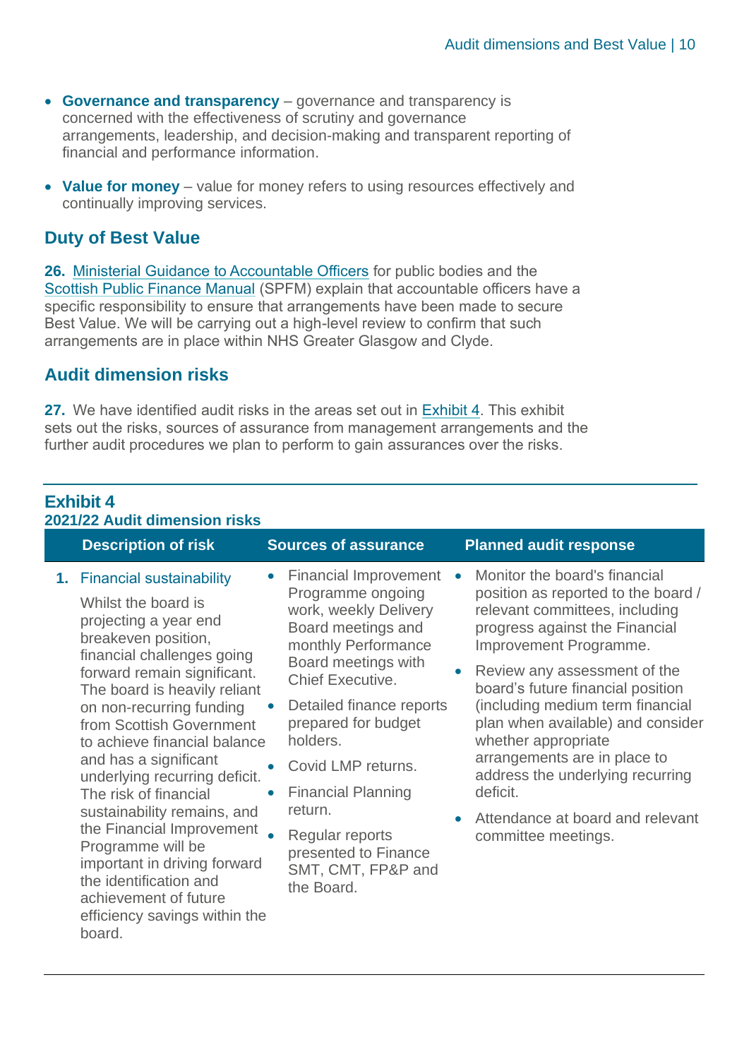- **Governance and transparency** – governance and transparency is concerned with the effectiveness of scrutiny and governance arrangements, leadership, and decision-making and transparent reporting of financial and performance information.

- **Value for money** – value for money refers to using resources effectively and continually improving services.

## Duty of Best Value

**26.** Ministerial Guidance to Accountable Officers for public bodies and the Scottish Public Finance Manual (SPFM) explain that accountable officers have a specific responsibility to ensure that arrangements have been made to secure Best Value. We will be carrying out a high-level review to confirm that such arrangements are in place within NHS Greater Glasgow and Clyde.

## Audit dimension risks

**27.** We have identified audit risks in the areas set out in Exhibit 4. This exhibit sets out the risks, sources of assurance from management arrangements and the further audit procedures we plan to perform to gain assurances over the risks.

**Exhibit 4**
**2021/22 Audit dimension risks**

| Description of risk | Sources of assurance | Planned audit response |
|---|---|---|
| **1.** Financial sustainability<br><br>Whilst the board is projecting a year end breakeven position, financial challenges going forward remain significant. The board is heavily reliant on non-recurring funding from Scottish Government to achieve financial balance and has a significant underlying recurring deficit. The risk of financial sustainability remains, and the Financial Improvement Programme will be important in driving forward the identification and achievement of future efficiency savings within the board. | • Financial Improvement Programme ongoing work, weekly Delivery Board meetings and monthly Performance Board meetings with Chief Executive.<br>• Detailed finance reports prepared for budget holders.<br>• Covid LMP returns.<br>• Financial Planning return.<br>• Regular reports presented to Finance SMT, CMT, FP&P and the Board. | • Monitor the board's financial position as reported to the board / relevant committees, including progress against the Financial Improvement Programme.<br>• Review any assessment of the board's future financial position (including medium term financial plan when available) and consider whether appropriate arrangements are in place to address the underlying recurring deficit.<br>• Attendance at board and relevant committee meetings. |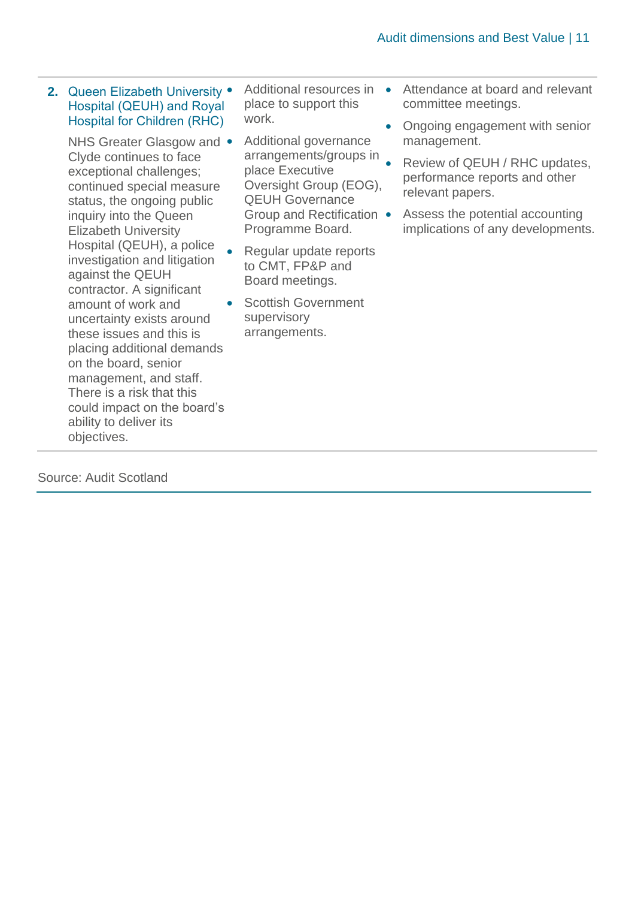| | | |
|---|---|---|
| **2.** Queen Elizabeth University Hospital (QEUH) and Royal Hospital for Children (RHC)<br><br>NHS Greater Glasgow and Clyde continues to face exceptional challenges; continued special measure status, the ongoing public inquiry into the Queen Elizabeth University Hospital (QEUH), a police investigation and litigation against the QEUH contractor. A significant amount of work and uncertainty exists around these issues and this is placing additional demands on the board, senior management, and staff. There is a risk that this could impact on the board's ability to deliver its objectives. | • Additional resources in place to support this work.<br>• Additional governance arrangements/groups in place Executive Oversight Group (EOG), QEUH Governance Group and Rectification Programme Board.<br>• Regular update reports to CMT, FP&P and Board meetings.<br>• Scottish Government supervisory arrangements. | • Attendance at board and relevant committee meetings.<br>• Ongoing engagement with senior management.<br>• Review of QEUH / RHC updates, performance reports and other relevant papers.<br>• Assess the potential accounting implications of any developments. |

Source: Audit Scotland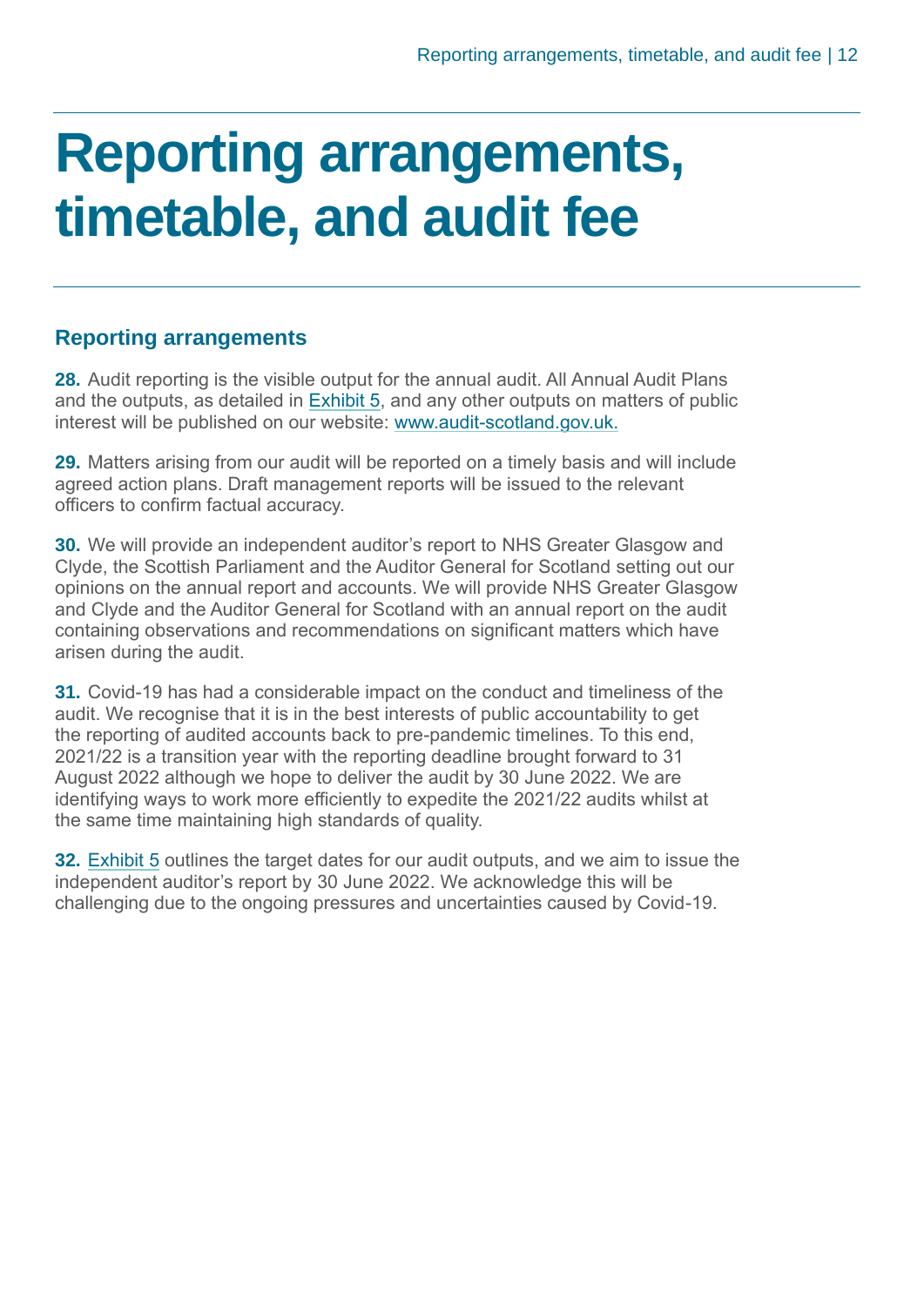# Reporting arrangements, timetable, and audit fee

## Reporting arrangements

**28.** Audit reporting is the visible output for the annual audit. All Annual Audit Plans and the outputs, as detailed in Exhibit 5, and any other outputs on matters of public interest will be published on our website: www.audit-scotland.gov.uk.

**29.** Matters arising from our audit will be reported on a timely basis and will include agreed action plans. Draft management reports will be issued to the relevant officers to confirm factual accuracy.

**30.** We will provide an independent auditor's report to NHS Greater Glasgow and Clyde, the Scottish Parliament and the Auditor General for Scotland setting out our opinions on the annual report and accounts. We will provide NHS Greater Glasgow and Clyde and the Auditor General for Scotland with an annual report on the audit containing observations and recommendations on significant matters which have arisen during the audit.

**31.** Covid-19 has had a considerable impact on the conduct and timeliness of the audit. We recognise that it is in the best interests of public accountability to get the reporting of audited accounts back to pre-pandemic timelines. To this end, 2021/22 is a transition year with the reporting deadline brought forward to 31 August 2022 although we hope to deliver the audit by 30 June 2022. We are identifying ways to work more efficiently to expedite the 2021/22 audits whilst at the same time maintaining high standards of quality.

**32.** Exhibit 5 outlines the target dates for our audit outputs, and we aim to issue the independent auditor's report by 30 June 2022. We acknowledge this will be challenging due to the ongoing pressures and uncertainties caused by Covid-19.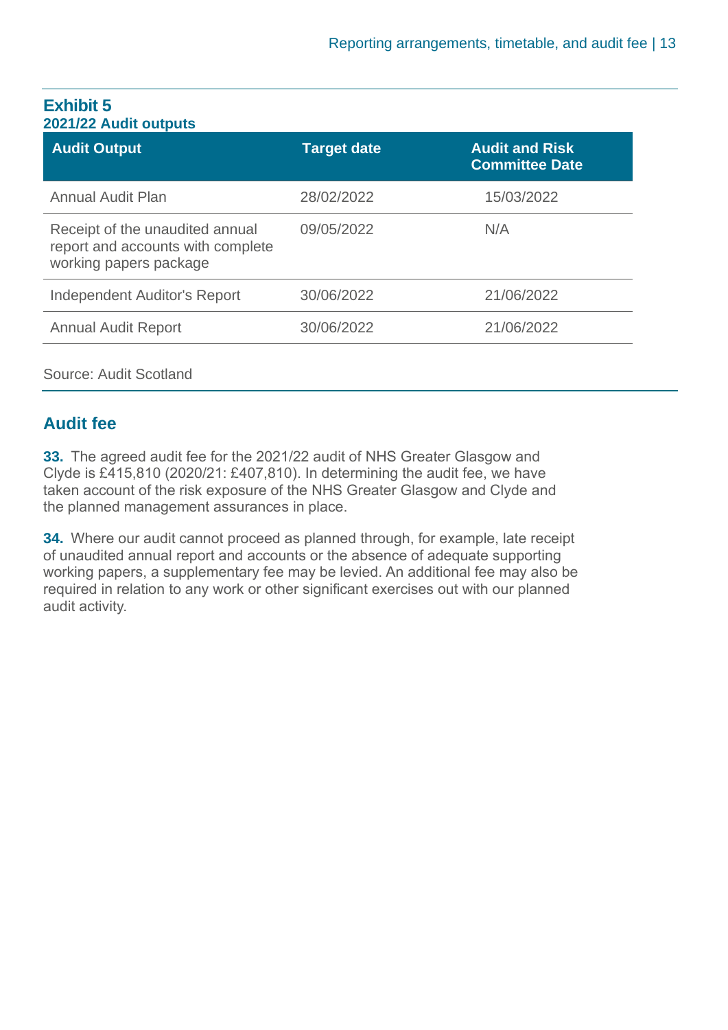**Exhibit 5**
**2021/22 Audit outputs**

| Audit Output | Target date | Audit and Risk Committee Date |
|---|---|---|
| Annual Audit Plan | 28/02/2022 | 15/03/2022 |
| Receipt of the unaudited annual report and accounts with complete working papers package | 09/05/2022 | N/A |
| Independent Auditor's Report | 30/06/2022 | 21/06/2022 |
| Annual Audit Report | 30/06/2022 | 21/06/2022 |

Source: Audit Scotland

## Audit fee

**33.** The agreed audit fee for the 2021/22 audit of NHS Greater Glasgow and Clyde is £415,810 (2020/21: £407,810). In determining the audit fee, we have taken account of the risk exposure of the NHS Greater Glasgow and Clyde and the planned management assurances in place.

**34.** Where our audit cannot proceed as planned through, for example, late receipt of unaudited annual report and accounts or the absence of adequate supporting working papers, a supplementary fee may be levied. An additional fee may also be required in relation to any work or other significant exercises out with our planned audit activity.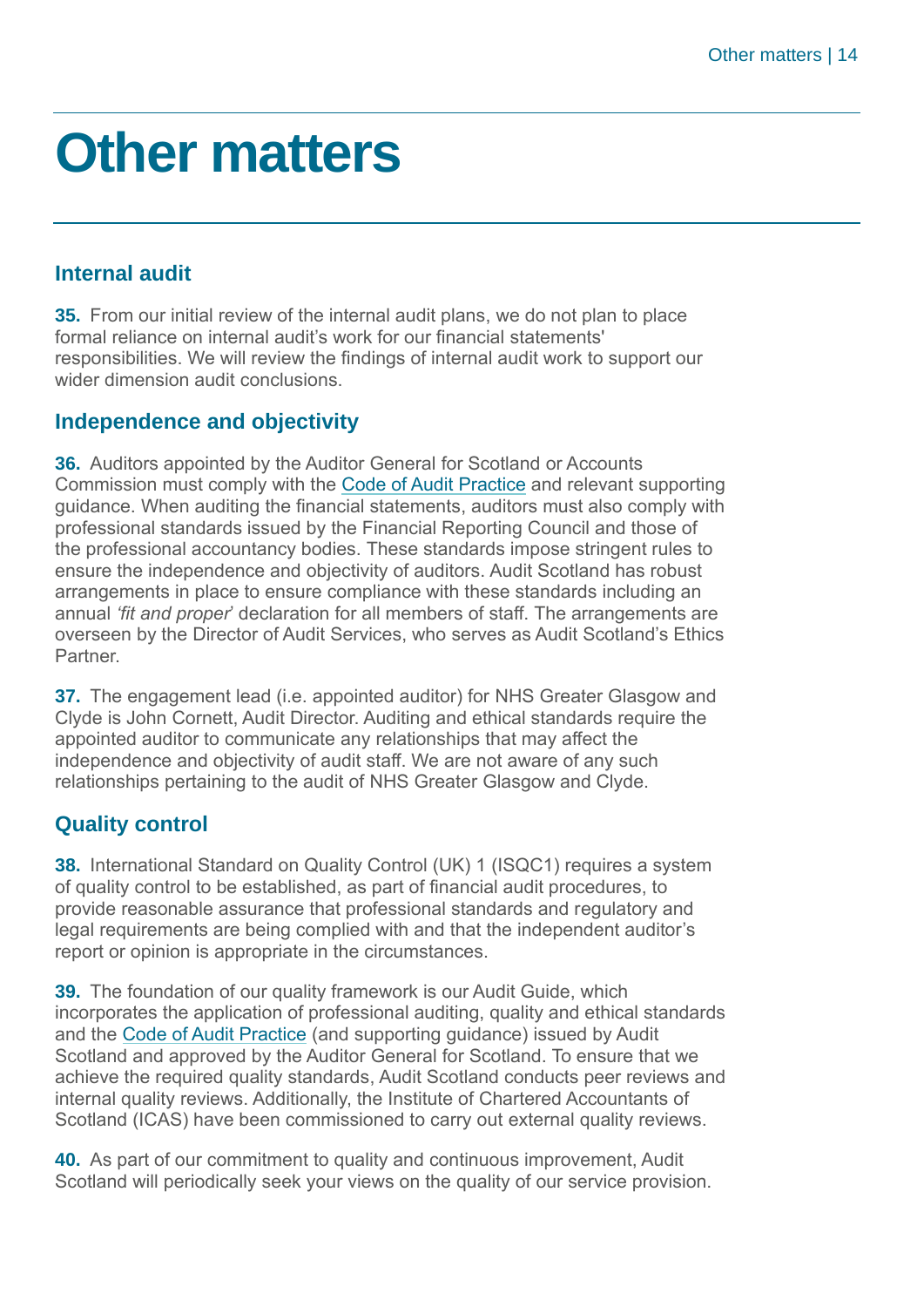# Other matters

## Internal audit

**35.** From our initial review of the internal audit plans, we do not plan to place formal reliance on internal audit's work for our financial statements' responsibilities. We will review the findings of internal audit work to support our wider dimension audit conclusions.

## Independence and objectivity

**36.** Auditors appointed by the Auditor General for Scotland or Accounts Commission must comply with the Code of Audit Practice and relevant supporting guidance. When auditing the financial statements, auditors must also comply with professional standards issued by the Financial Reporting Council and those of the professional accountancy bodies. These standards impose stringent rules to ensure the independence and objectivity of auditors. Audit Scotland has robust arrangements in place to ensure compliance with these standards including an annual *'fit and proper'* declaration for all members of staff. The arrangements are overseen by the Director of Audit Services, who serves as Audit Scotland's Ethics Partner.

**37.** The engagement lead (i.e. appointed auditor) for NHS Greater Glasgow and Clyde is John Cornett, Audit Director. Auditing and ethical standards require the appointed auditor to communicate any relationships that may affect the independence and objectivity of audit staff. We are not aware of any such relationships pertaining to the audit of NHS Greater Glasgow and Clyde.

## Quality control

**38.** International Standard on Quality Control (UK) 1 (ISQC1) requires a system of quality control to be established, as part of financial audit procedures, to provide reasonable assurance that professional standards and regulatory and legal requirements are being complied with and that the independent auditor's report or opinion is appropriate in the circumstances.

**39.** The foundation of our quality framework is our Audit Guide, which incorporates the application of professional auditing, quality and ethical standards and the Code of Audit Practice (and supporting guidance) issued by Audit Scotland and approved by the Auditor General for Scotland. To ensure that we achieve the required quality standards, Audit Scotland conducts peer reviews and internal quality reviews. Additionally, the Institute of Chartered Accountants of Scotland (ICAS) have been commissioned to carry out external quality reviews.

**40.** As part of our commitment to quality and continuous improvement, Audit Scotland will periodically seek your views on the quality of our service provision.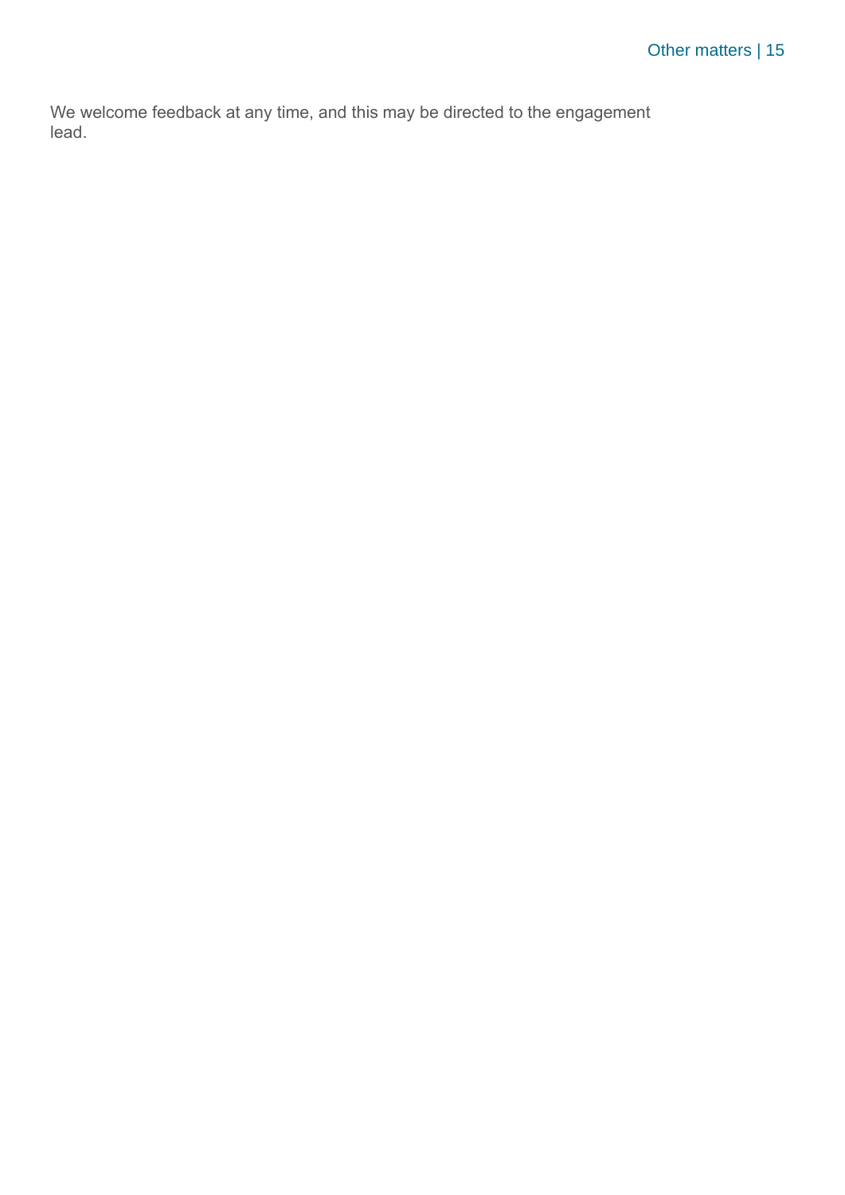We welcome feedback at any time, and this may be directed to the engagement lead.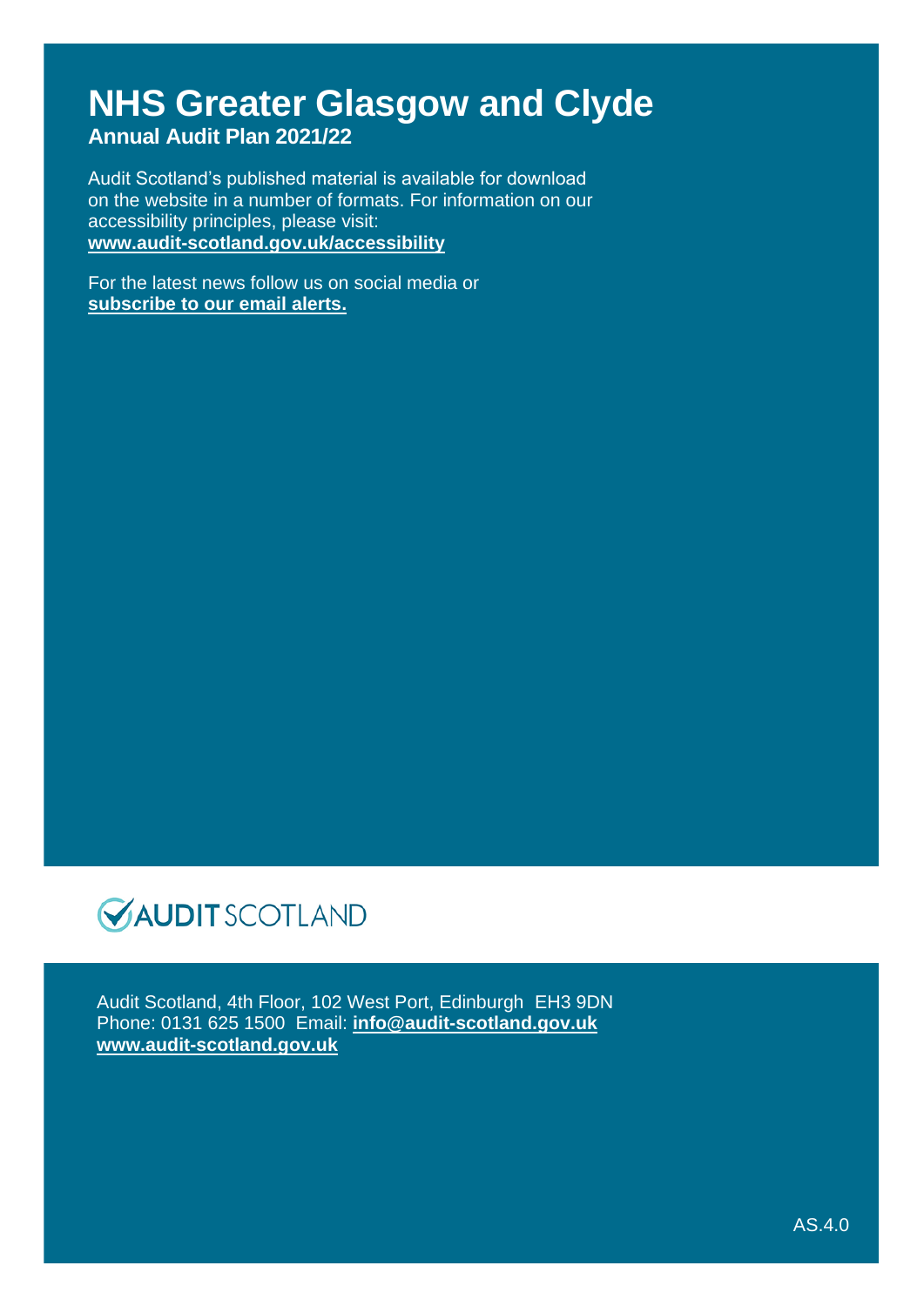# NHS Greater Glasgow and Clyde

**Annual Audit Plan 2021/22**

Audit Scotland's published material is available for download on the website in a number of formats. For information on our accessibility principles, please visit:
**www.audit-scotland.gov.uk/accessibility**

For the latest news follow us on social media or **subscribe to our email alerts.**

AUDIT SCOTLAND

Audit Scotland, 4th Floor, 102 West Port, Edinburgh EH3 9DN
Phone: 0131 625 1500 Email: **info@audit-scotland.gov.uk**
**www.audit-scotland.gov.uk**

AS.4.0